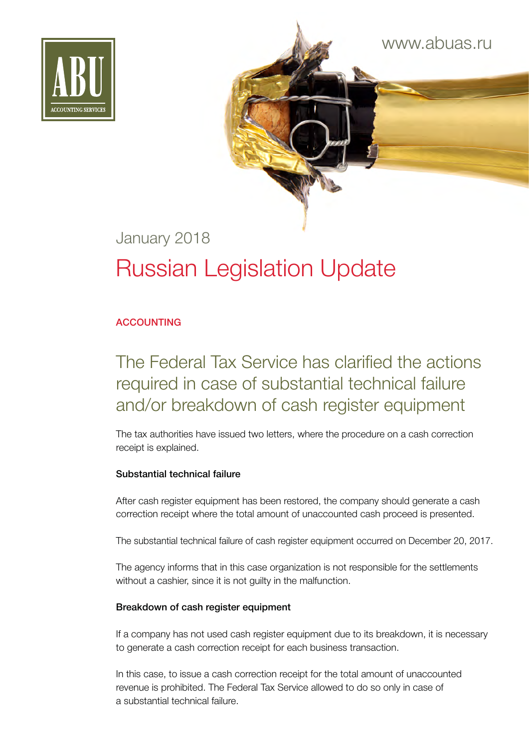ABU

ACCOUNTING SERVICES

www.abuas.ru

January 2018

# Russian Legislation Update

**ACCOUNTING**

## The Federal Tax Service has clarified the actions required in case of substantial technical failure and/or breakdown of cash register equipment

The tax authorities have issued two letters, where the procedure on a cash correction receipt is explained.

### Substantial technical failure

After cash register equipment has been restored, the company should generate a cash correction receipt where the total amount of unaccounted cash proceed is presented.

The substantial technical failure of cash register equipment occurred on December 20, 2017.

The agency informs that in this case organization is not responsible for the settlements without a cashier, since it is not guilty in the malfunction.

### Breakdown of cash register equipment

If a company has not used cash register equipment due to its breakdown, it is necessary to generate a cash correction receipt for each business transaction.

In this case, to issue a cash correction receipt for the total amount of unaccounted revenue is prohibited. The Federal Tax Service allowed to do so only in case of a substantial technical failure.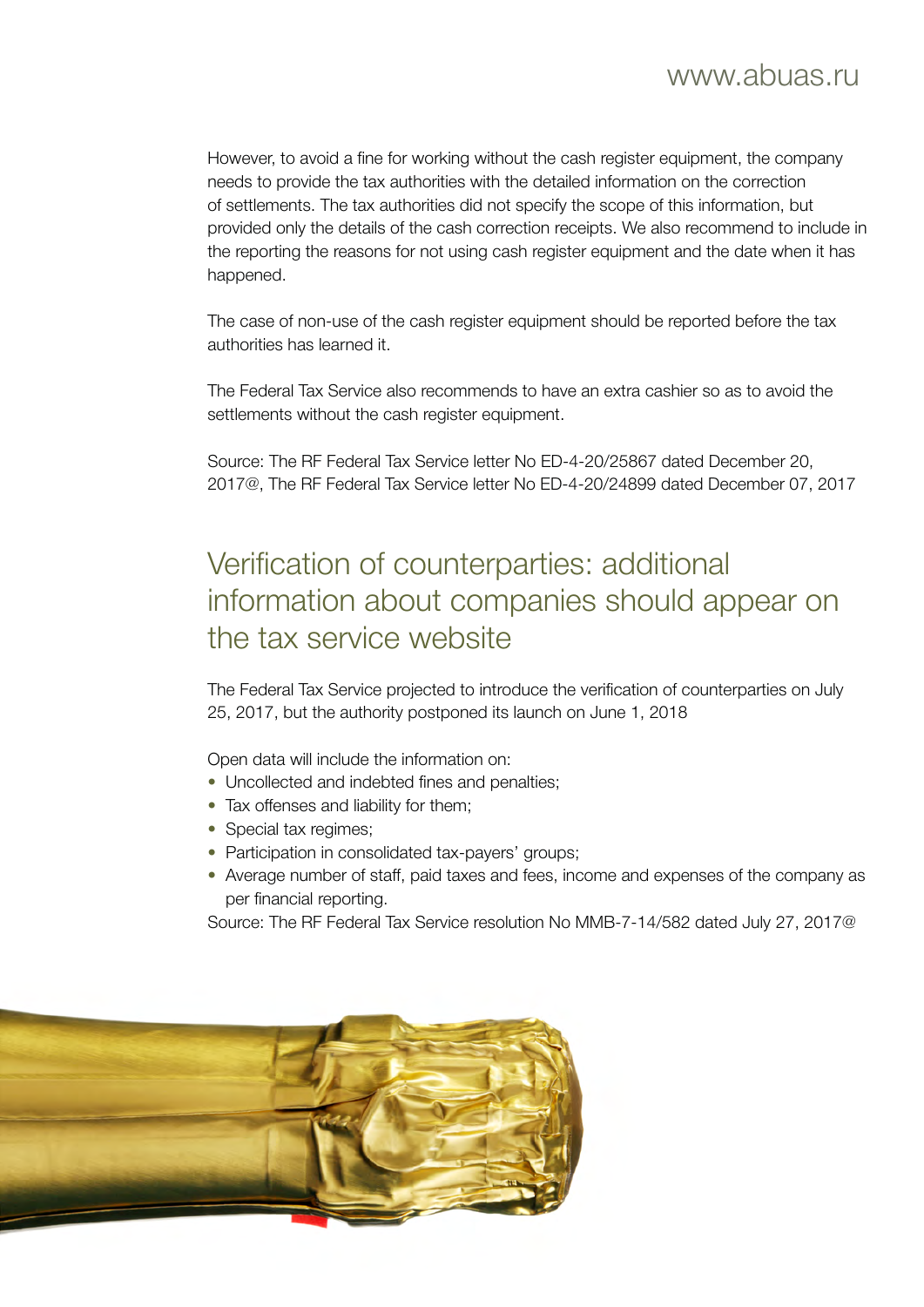However, to avoid a fine for working without the cash register equipment, the company needs to provide the tax authorities with the detailed information on the correction of settlements. The tax authorities did not specify the scope of this information, but provided only the details of the cash correction receipts. We also recommend to include in the reporting the reasons for not using cash register equipment and the date when it has happened.

The case of non-use of the cash register equipment should be reported before the tax authorities has learned it.

The Federal Tax Service also recommends to have an extra cashier so as to avoid the settlements without the cash register equipment.

Source: The RF Federal Tax Service letter No ED-4-20/25867 dated December 20, 2017@, The RF Federal Tax Service letter No ED-4-20/24899 dated December 07, 2017

## Verification of counterparties: additional information about companies should appear on the tax service website

The Federal Tax Service projected to introduce the verification of counterparties on July 25, 2017, but the authority postponed its launch on June 1, 2018

Open data will include the information on:

- Uncollected and indebted fines and penalties;
- Tax offenses and liability for them;
- Special tax regimes;
- Participation in consolidated tax-payers' groups;
- Average number of staff, paid taxes and fees, income and expenses of the company as per financial reporting.

Source: The RF Federal Tax Service resolution No MMB-7-14/582 dated July 27, 2017@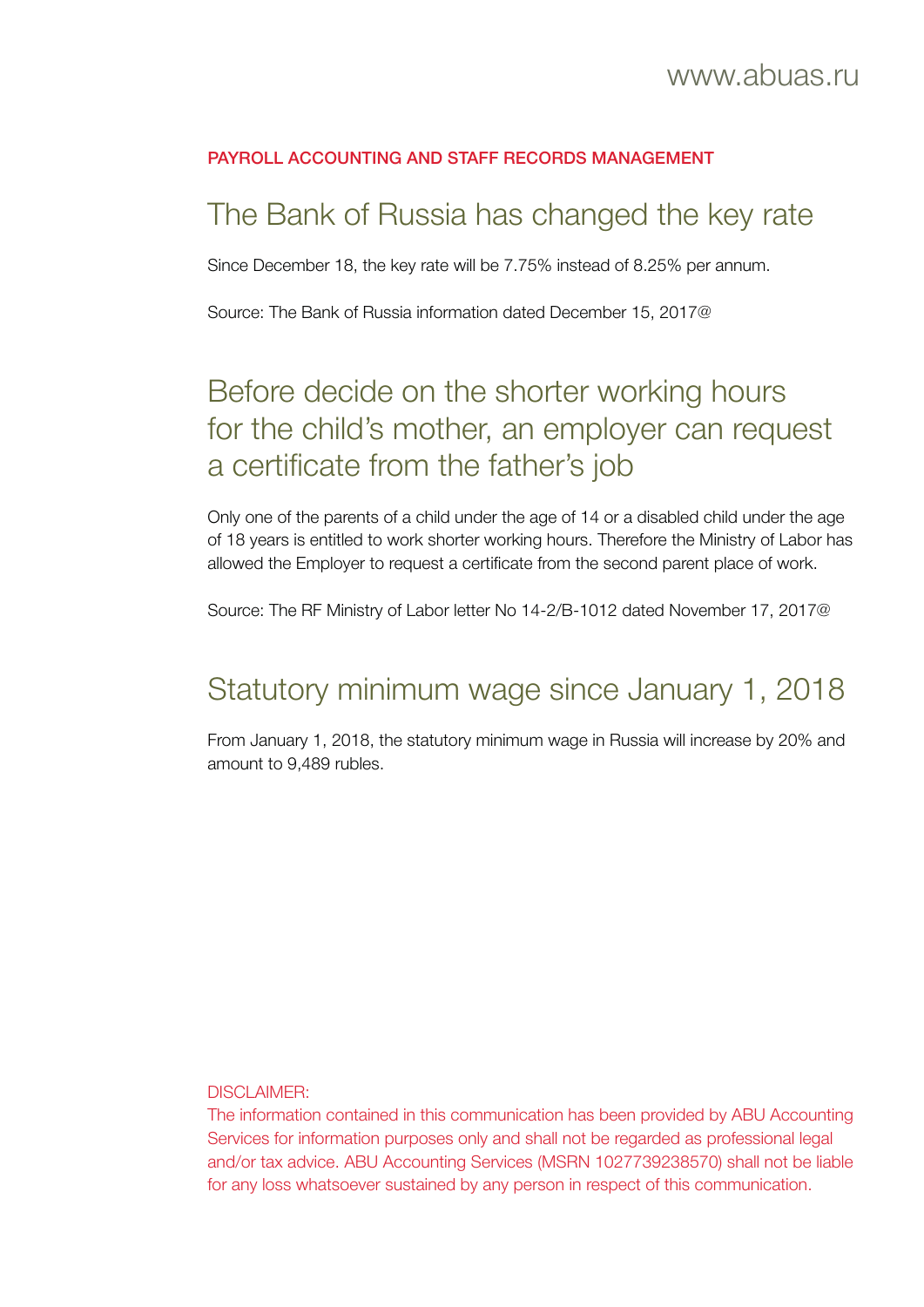PAYROLL ACCOUNTING AND STAFF RECORDS MANAGEMENT

## The Bank of Russia has changed the key rate

Since December 18, the key rate will be 7.75% instead of 8.25% per annum.

Source: The Bank of Russia information dated December 15, 2017@

## Before decide on the shorter working hours for the child's mother, an employer can request a certificate from the father's job

Only one of the parents of a child under the age of 14 or a disabled child under the age of 18 years is entitled to work shorter working hours. Therefore the Ministry of Labor has allowed the Employer to request a certificate from the second parent place of work.

Source: The RF Ministry of Labor letter No 14-2/B-1012 dated November 17, 2017@

## Statutory minimum wage since January 1, 2018

From January 1, 2018, the statutory minimum wage in Russia will increase by 20% and amount to 9,489 rubles.

DISCLAIMER:
The information contained in this communication has been provided by ABU Accounting Services for information purposes only and shall not be regarded as professional legal and/or tax advice. ABU Accounting Services (MSRN 1027739238570) shall not be liable for any loss whatsoever sustained by any person in respect of this communication.